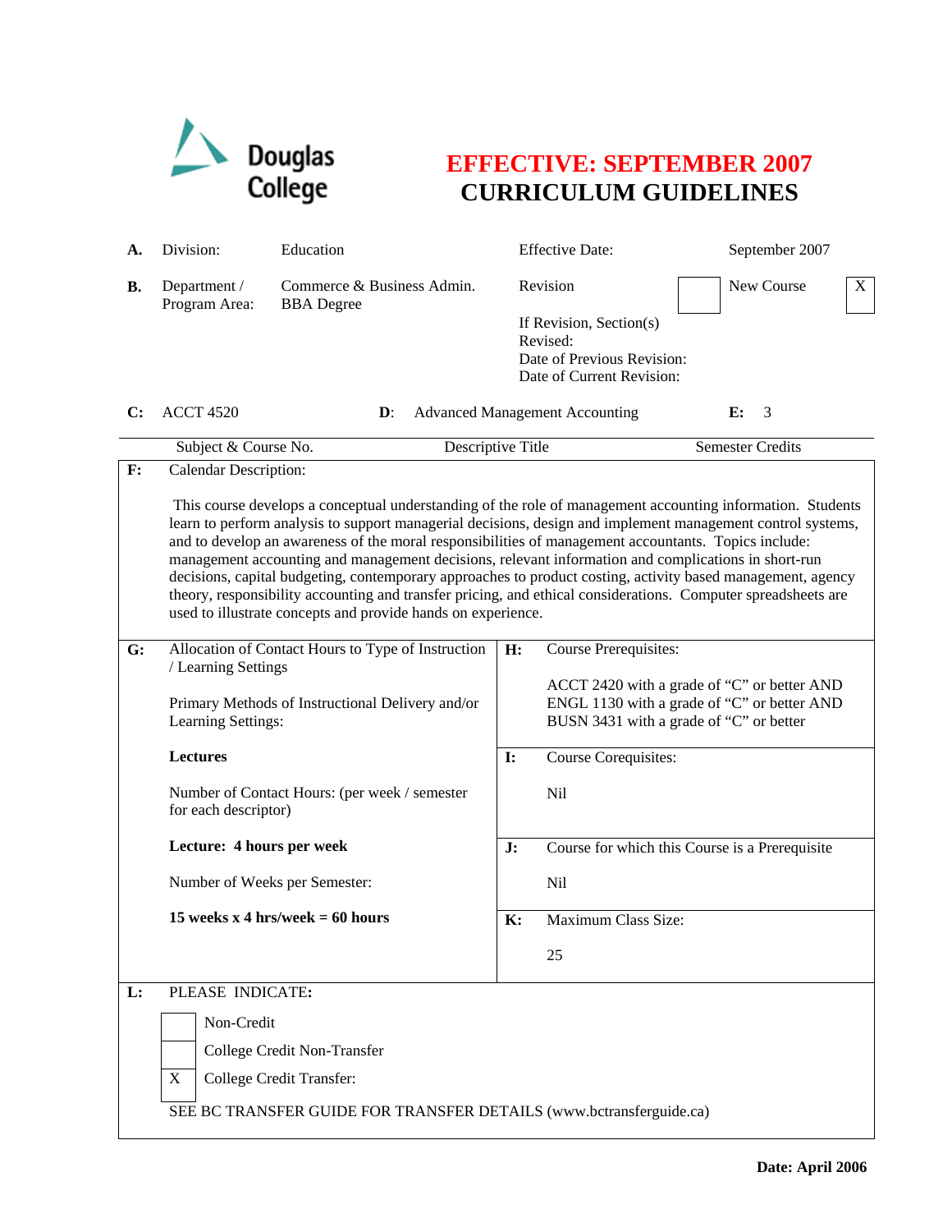Douglas College

# EFFECTIVE: SEPTEMBER 2007
# CURRICULUM GUIDELINES

| | | | | |
|---|---|---|---|---|
| **A.** | Division: | Education | Effective Date: | September 2007 |
| **B.** | Department / Program Area: | Commerce & Business Admin. BBA Degree | Revision [ ] | New Course [X] |
| | | | If Revision, Section(s) Revised: | |
| | | | Date of Previous Revision: | |
| | | | Date of Current Revision: | |

| **C:** ACCT 4520 | **D:** Advanced Management Accounting | **E:** 3 |
|---|---|---|
| Subject & Course No. | Descriptive Title | Semester Credits |

**F:** Calendar Description:

This course develops a conceptual understanding of the role of management accounting information. Students learn to perform analysis to support managerial decisions, design and implement management control systems, and to develop an awareness of the moral responsibilities of management accountants. Topics include: management accounting and management decisions, relevant information and complications in short-run decisions, capital budgeting, contemporary approaches to product costing, activity based management, agency theory, responsibility accounting and transfer pricing, and ethical considerations. Computer spreadsheets are used to illustrate concepts and provide hands on experience.

**G:** Allocation of Contact Hours to Type of Instruction / Learning Settings

Primary Methods of Instructional Delivery and/or Learning Settings:

**Lectures**

Number of Contact Hours: (per week / semester for each descriptor)

**Lecture: 4 hours per week**

Number of Weeks per Semester:

**15 weeks x 4 hrs/week = 60 hours**

**H:** Course Prerequisites:

ACCT 2420 with a grade of "C" or better AND
ENGL 1130 with a grade of "C" or better AND
BUSN 3431 with a grade of "C" or better

**I:** Course Corequisites:

Nil

**J:** Course for which this Course is a Prerequisite

Nil

**K:** Maximum Class Size:

25

**L:** PLEASE INDICATE:

- [ ] Non-Credit
- [ ] College Credit Non-Transfer
- [X] College Credit Transfer:

SEE BC TRANSFER GUIDE FOR TRANSFER DETAILS (www.bctransferguide.ca)

**Date: April 2006**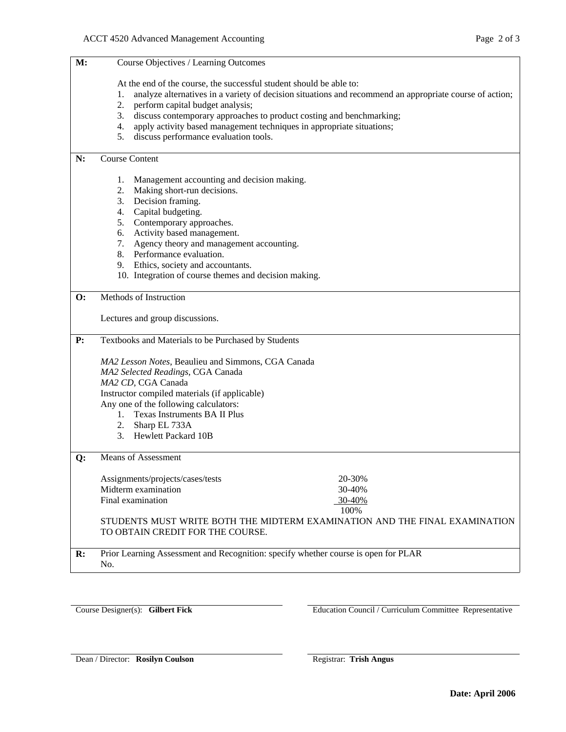**M:** Course Objectives / Learning Outcomes

At the end of the course, the successful student should be able to:

1. analyze alternatives in a variety of decision situations and recommend an appropriate course of action;
2. perform capital budget analysis;
3. discuss contemporary approaches to product costing and benchmarking;
4. apply activity based management techniques in appropriate situations;
5. discuss performance evaluation tools.

**N:** Course Content

1. Management accounting and decision making.
2. Making short-run decisions.
3. Decision framing.
4. Capital budgeting.
5. Contemporary approaches.
6. Activity based management.
7. Agency theory and management accounting.
8. Performance evaluation.
9. Ethics, society and accountants.
10. Integration of course themes and decision making.

**O:** Methods of Instruction

Lectures and group discussions.

**P:** Textbooks and Materials to be Purchased by Students

*MA2 Lesson Notes*, Beaulieu and Simmons, CGA Canada
*MA2 Selected Readings*, CGA Canada
*MA2 CD*, CGA Canada
Instructor compiled materials (if applicable)
Any one of the following calculators:

1. Texas Instruments BA II Plus
2. Sharp EL 733A
3. Hewlett Packard 10B

**Q:** Means of Assessment

| | |
|---|---|
| Assignments/projects/cases/tests | 20-30% |
| Midterm examination | 30-40% |
| Final examination | 30-40% |
| | 100% |

STUDENTS MUST WRITE BOTH THE MIDTERM EXAMINATION AND THE FINAL EXAMINATION TO OBTAIN CREDIT FOR THE COURSE.

**R:** Prior Learning Assessment and Recognition: specify whether course is open for PLAR
No.

Course Designer(s): **Gilbert Fick**

Education Council / Curriculum Committee Representative

Dean / Director: **Rosilyn Coulson**

Registrar: **Trish Angus**

**Date: April 2006**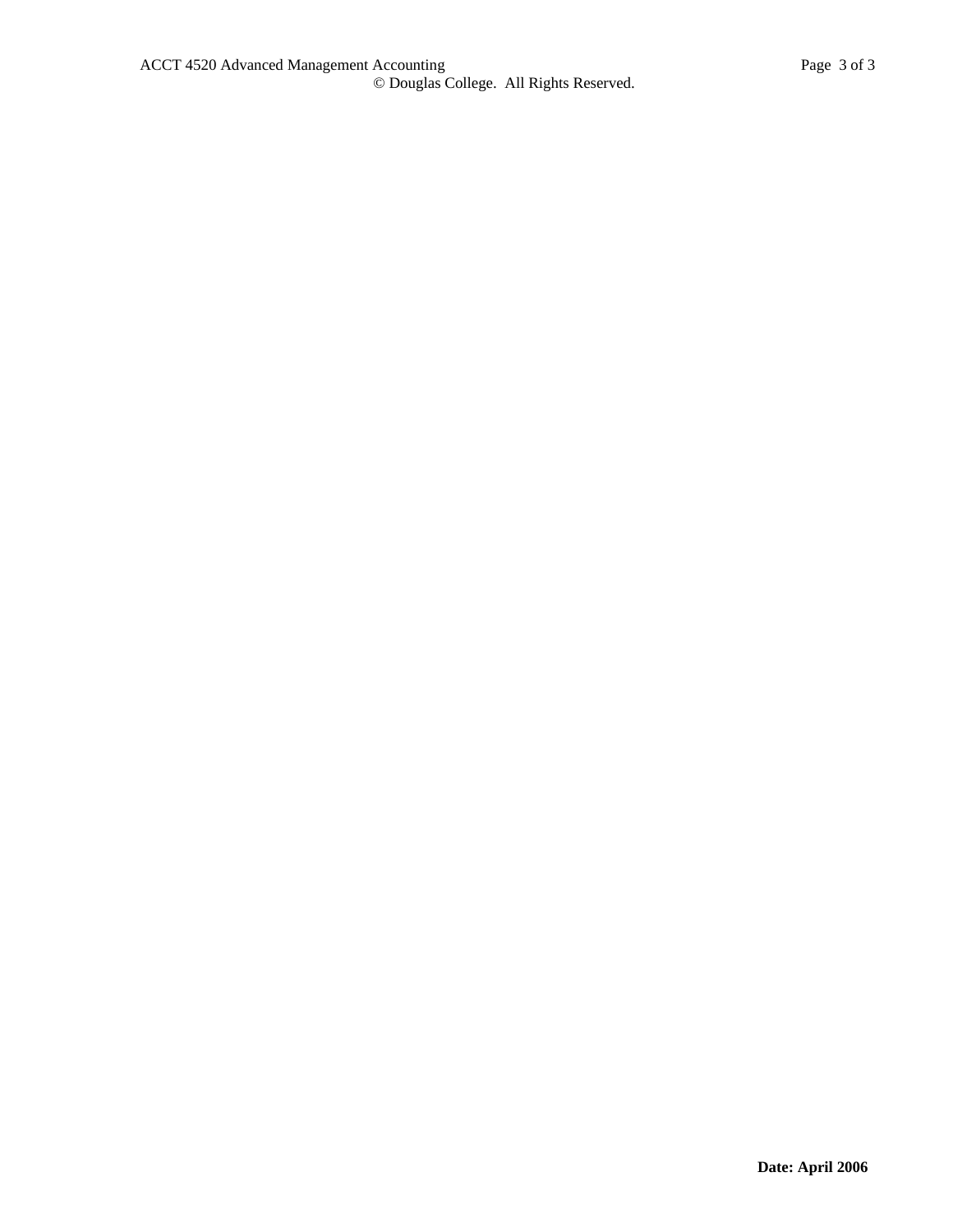**Date: April 2006**